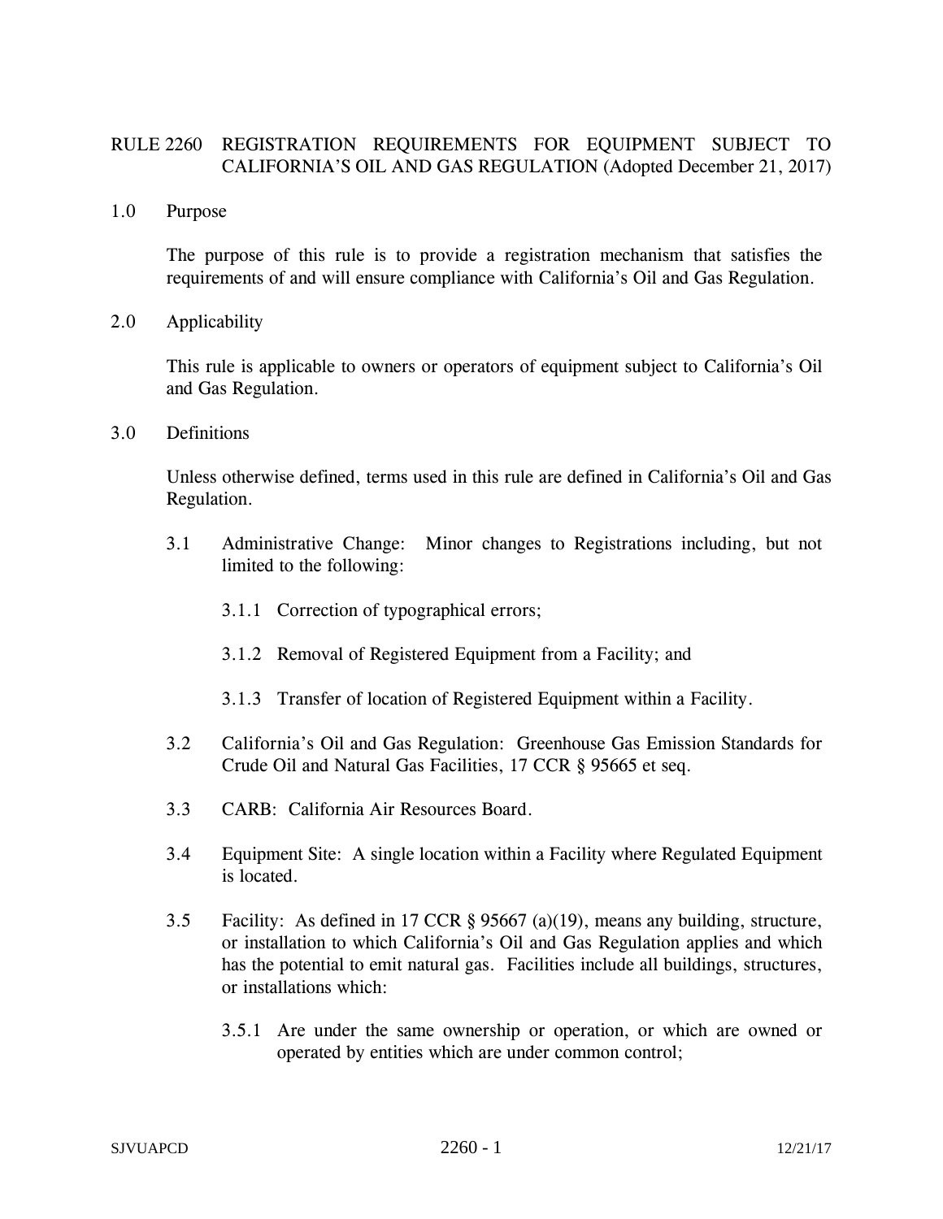# RULE 2260 REGISTRATION REQUIREMENTS FOR EQUIPMENT SUBJECT TO CALIFORNIA'S OIL AND GAS REGULATION (Adopted December 21, 2017)

## 1.0 Purpose

The purpose of this rule is to provide a registration mechanism that satisfies the requirements of and will ensure compliance with California's Oil and Gas Regulation.

## 2.0 Applicability

This rule is applicable to owners or operators of equipment subject to California's Oil and Gas Regulation.

## 3.0 Definitions

Unless otherwise defined, terms used in this rule are defined in California's Oil and Gas Regulation.

3.1 Administrative Change: Minor changes to Registrations including, but not limited to the following:

3.1.1 Correction of typographical errors;

3.1.2 Removal of Registered Equipment from a Facility; and

3.1.3 Transfer of location of Registered Equipment within a Facility.

3.2 California's Oil and Gas Regulation: Greenhouse Gas Emission Standards for Crude Oil and Natural Gas Facilities, 17 CCR § 95665 et seq.

3.3 CARB: California Air Resources Board.

3.4 Equipment Site: A single location within a Facility where Regulated Equipment is located.

3.5 Facility: As defined in 17 CCR § 95667 (a)(19), means any building, structure, or installation to which California's Oil and Gas Regulation applies and which has the potential to emit natural gas. Facilities include all buildings, structures, or installations which:

3.5.1 Are under the same ownership or operation, or which are owned or operated by entities which are under common control;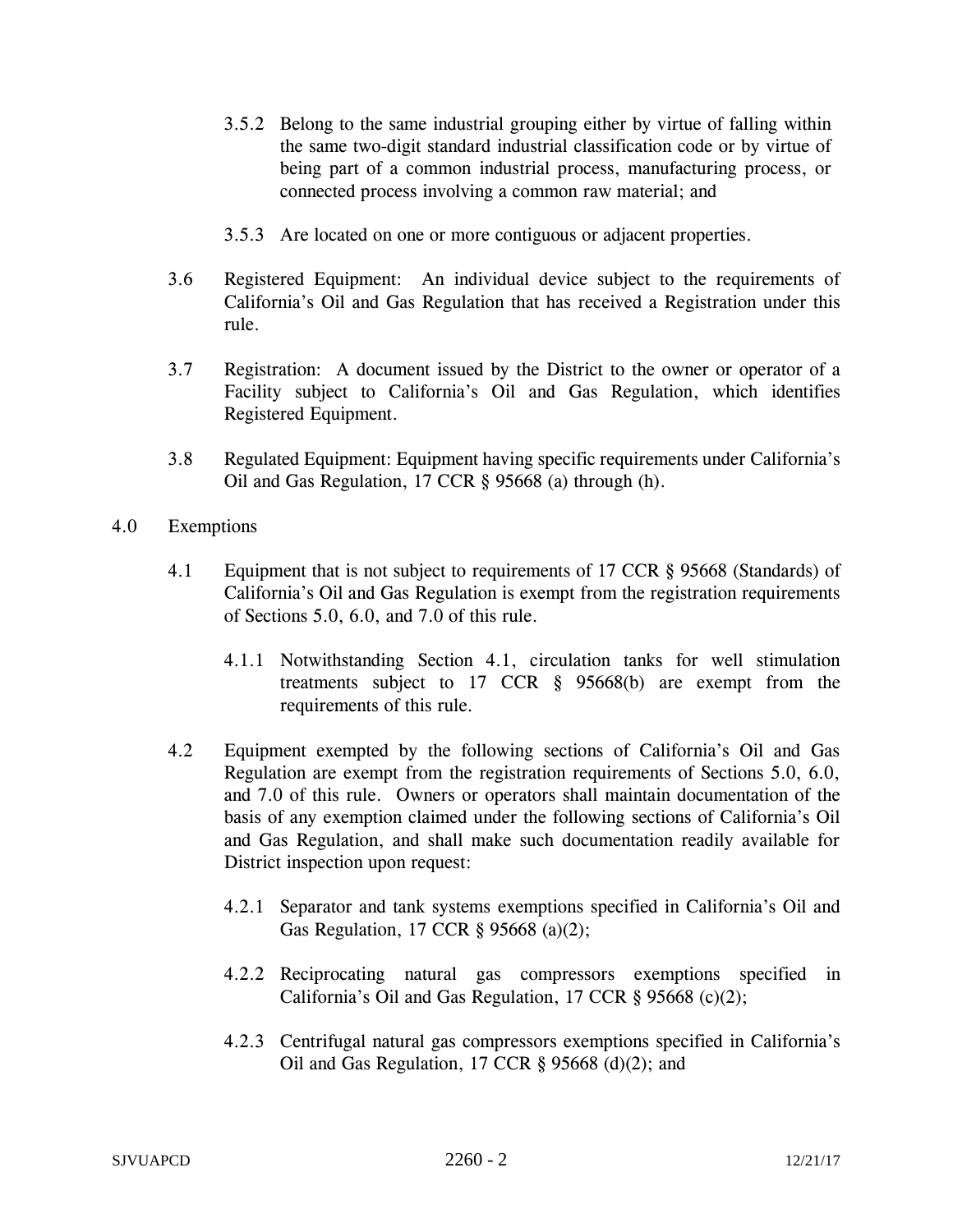3.5.2 Belong to the same industrial grouping either by virtue of falling within the same two-digit standard industrial classification code or by virtue of being part of a common industrial process, manufacturing process, or connected process involving a common raw material; and

3.5.3 Are located on one or more contiguous or adjacent properties.

3.6 Registered Equipment: An individual device subject to the requirements of California's Oil and Gas Regulation that has received a Registration under this rule.

3.7 Registration: A document issued by the District to the owner or operator of a Facility subject to California's Oil and Gas Regulation, which identifies Registered Equipment.

3.8 Regulated Equipment: Equipment having specific requirements under California's Oil and Gas Regulation, 17 CCR § 95668 (a) through (h).

4.0 Exemptions

4.1 Equipment that is not subject to requirements of 17 CCR § 95668 (Standards) of California's Oil and Gas Regulation is exempt from the registration requirements of Sections 5.0, 6.0, and 7.0 of this rule.

4.1.1 Notwithstanding Section 4.1, circulation tanks for well stimulation treatments subject to 17 CCR § 95668(b) are exempt from the requirements of this rule.

4.2 Equipment exempted by the following sections of California's Oil and Gas Regulation are exempt from the registration requirements of Sections 5.0, 6.0, and 7.0 of this rule. Owners or operators shall maintain documentation of the basis of any exemption claimed under the following sections of California's Oil and Gas Regulation, and shall make such documentation readily available for District inspection upon request:

4.2.1 Separator and tank systems exemptions specified in California's Oil and Gas Regulation, 17 CCR § 95668 (a)(2);

4.2.2 Reciprocating natural gas compressors exemptions specified in California's Oil and Gas Regulation, 17 CCR § 95668 (c)(2);

4.2.3 Centrifugal natural gas compressors exemptions specified in California's Oil and Gas Regulation, 17 CCR § 95668 (d)(2); and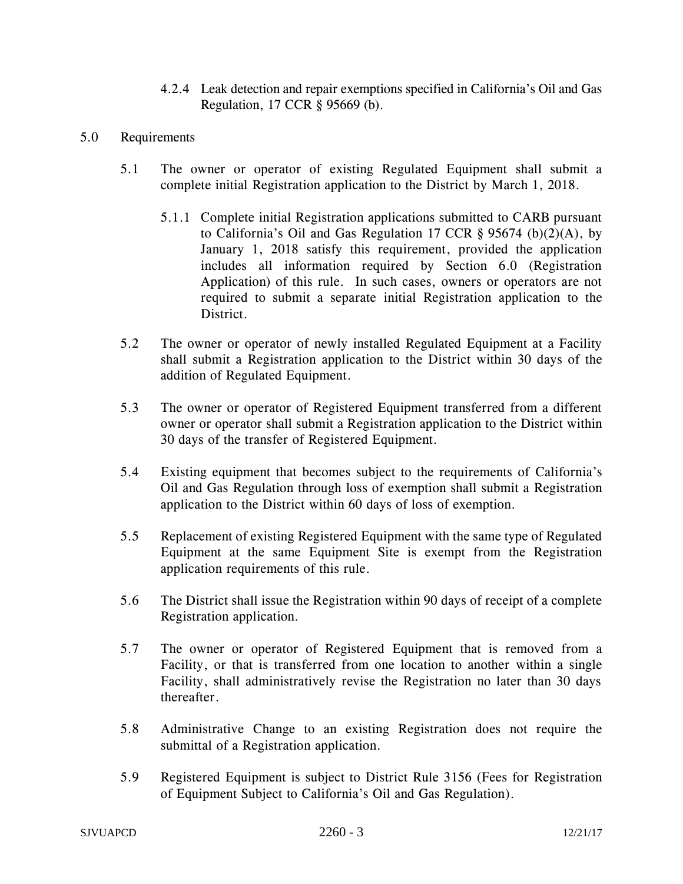4.2.4 Leak detection and repair exemptions specified in California's Oil and Gas Regulation, 17 CCR § 95669 (b).

## 5.0 Requirements

5.1 The owner or operator of existing Regulated Equipment shall submit a complete initial Registration application to the District by March 1, 2018.

5.1.1 Complete initial Registration applications submitted to CARB pursuant to California's Oil and Gas Regulation 17 CCR § 95674 (b)(2)(A), by January 1, 2018 satisfy this requirement, provided the application includes all information required by Section 6.0 (Registration Application) of this rule. In such cases, owners or operators are not required to submit a separate initial Registration application to the District.

5.2 The owner or operator of newly installed Regulated Equipment at a Facility shall submit a Registration application to the District within 30 days of the addition of Regulated Equipment.

5.3 The owner or operator of Registered Equipment transferred from a different owner or operator shall submit a Registration application to the District within 30 days of the transfer of Registered Equipment.

5.4 Existing equipment that becomes subject to the requirements of California's Oil and Gas Regulation through loss of exemption shall submit a Registration application to the District within 60 days of loss of exemption.

5.5 Replacement of existing Registered Equipment with the same type of Regulated Equipment at the same Equipment Site is exempt from the Registration application requirements of this rule.

5.6 The District shall issue the Registration within 90 days of receipt of a complete Registration application.

5.7 The owner or operator of Registered Equipment that is removed from a Facility, or that is transferred from one location to another within a single Facility, shall administratively revise the Registration no later than 30 days thereafter.

5.8 Administrative Change to an existing Registration does not require the submittal of a Registration application.

5.9 Registered Equipment is subject to District Rule 3156 (Fees for Registration of Equipment Subject to California's Oil and Gas Regulation).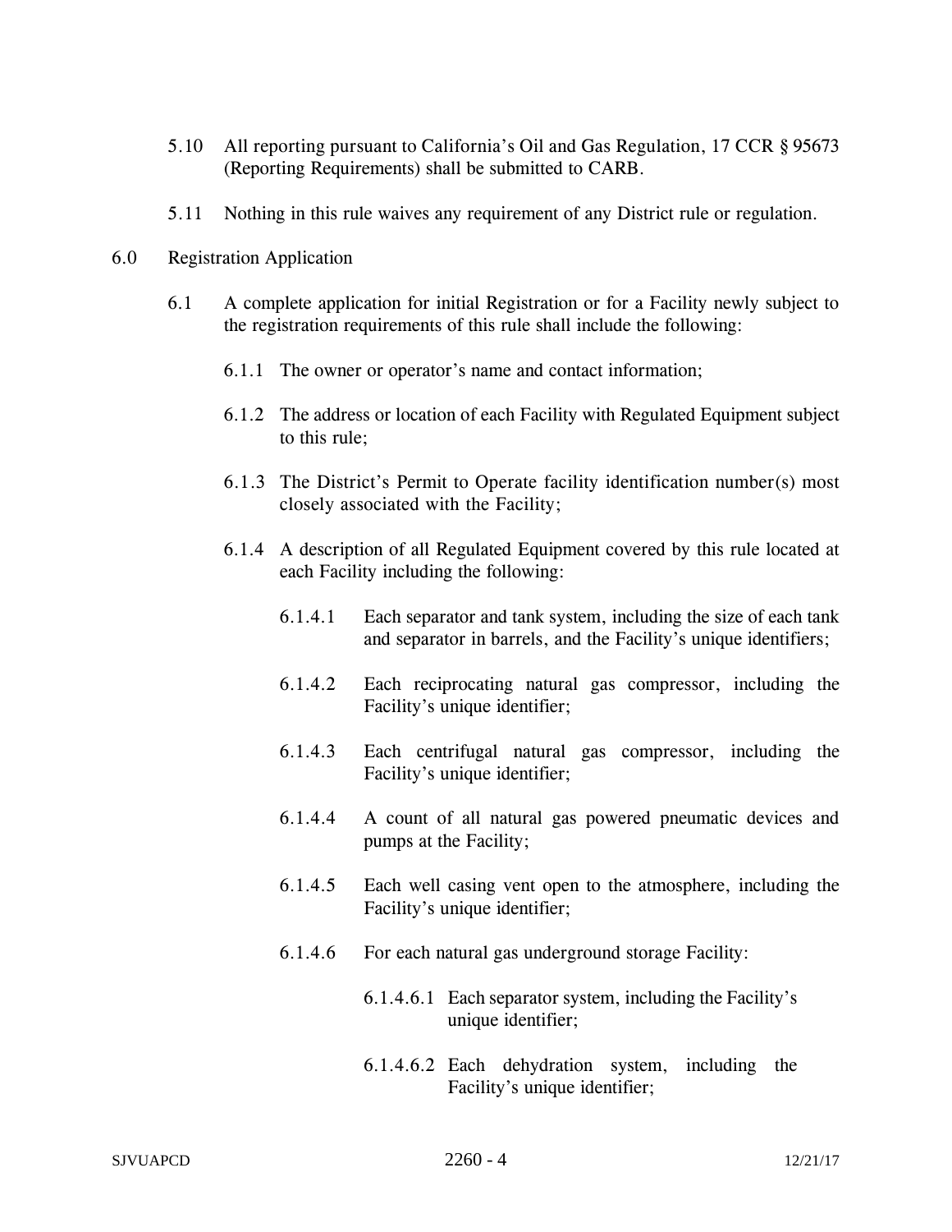5.10 All reporting pursuant to California's Oil and Gas Regulation, 17 CCR § 95673 (Reporting Requirements) shall be submitted to CARB.

5.11 Nothing in this rule waives any requirement of any District rule or regulation.

6.0 Registration Application

6.1 A complete application for initial Registration or for a Facility newly subject to the registration requirements of this rule shall include the following:

6.1.1 The owner or operator's name and contact information;

6.1.2 The address or location of each Facility with Regulated Equipment subject to this rule;

6.1.3 The District's Permit to Operate facility identification number(s) most closely associated with the Facility;

6.1.4 A description of all Regulated Equipment covered by this rule located at each Facility including the following:

6.1.4.1 Each separator and tank system, including the size of each tank and separator in barrels, and the Facility's unique identifiers;

6.1.4.2 Each reciprocating natural gas compressor, including the Facility's unique identifier;

6.1.4.3 Each centrifugal natural gas compressor, including the Facility's unique identifier;

6.1.4.4 A count of all natural gas powered pneumatic devices and pumps at the Facility;

6.1.4.5 Each well casing vent open to the atmosphere, including the Facility's unique identifier;

6.1.4.6 For each natural gas underground storage Facility:

6.1.4.6.1 Each separator system, including the Facility's unique identifier;

6.1.4.6.2 Each dehydration system, including the Facility's unique identifier;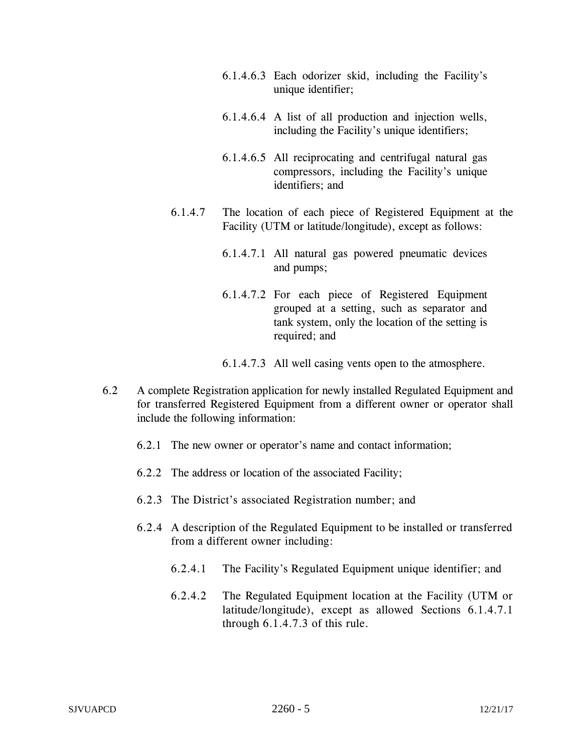6.1.4.6.3 Each odorizer skid, including the Facility's unique identifier;

6.1.4.6.4 A list of all production and injection wells, including the Facility's unique identifiers;

6.1.4.6.5 All reciprocating and centrifugal natural gas compressors, including the Facility's unique identifiers; and

6.1.4.7 The location of each piece of Registered Equipment at the Facility (UTM or latitude/longitude), except as follows:

6.1.4.7.1 All natural gas powered pneumatic devices and pumps;

6.1.4.7.2 For each piece of Registered Equipment grouped at a setting, such as separator and tank system, only the location of the setting is required; and

6.1.4.7.3 All well casing vents open to the atmosphere.

6.2 A complete Registration application for newly installed Regulated Equipment and for transferred Registered Equipment from a different owner or operator shall include the following information:

6.2.1 The new owner or operator's name and contact information;

6.2.2 The address or location of the associated Facility;

6.2.3 The District's associated Registration number; and

6.2.4 A description of the Regulated Equipment to be installed or transferred from a different owner including:

6.2.4.1 The Facility's Regulated Equipment unique identifier; and

6.2.4.2 The Regulated Equipment location at the Facility (UTM or latitude/longitude), except as allowed Sections 6.1.4.7.1 through 6.1.4.7.3 of this rule.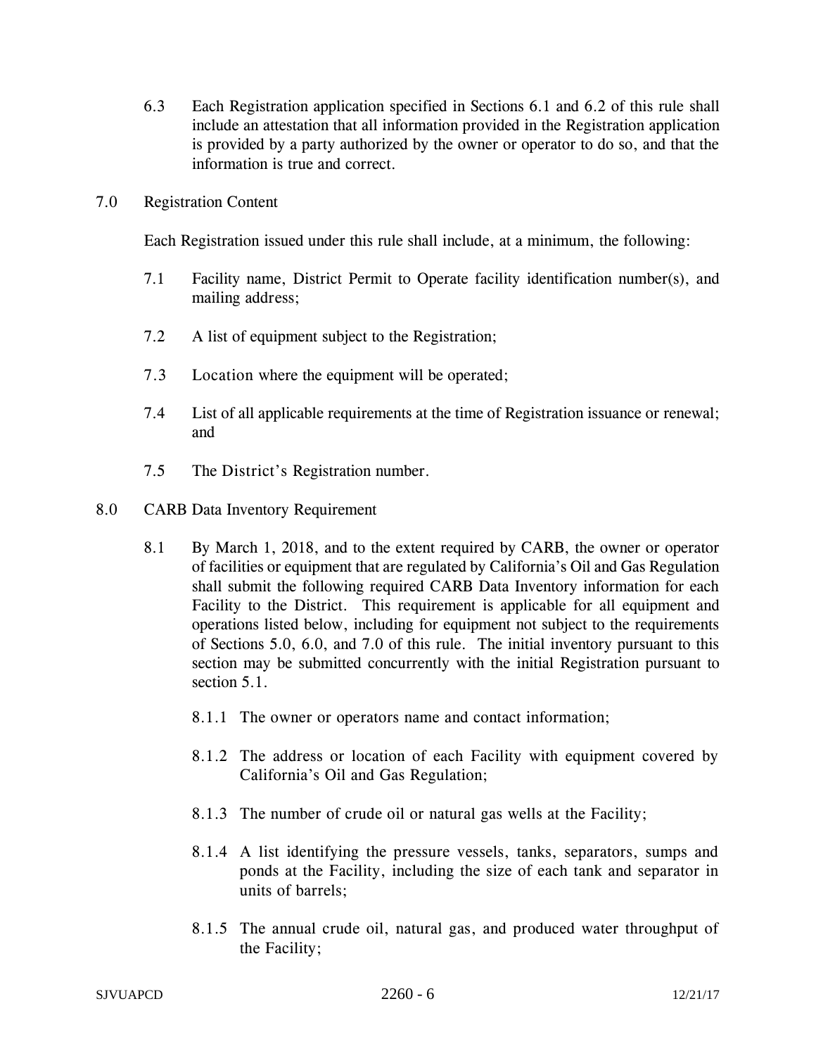6.3 Each Registration application specified in Sections 6.1 and 6.2 of this rule shall include an attestation that all information provided in the Registration application is provided by a party authorized by the owner or operator to do so, and that the information is true and correct.

## 7.0 Registration Content

Each Registration issued under this rule shall include, at a minimum, the following:

7.1 Facility name, District Permit to Operate facility identification number(s), and mailing address;

7.2 A list of equipment subject to the Registration;

7.3 Location where the equipment will be operated;

7.4 List of all applicable requirements at the time of Registration issuance or renewal; and

7.5 The District's Registration number.

## 8.0 CARB Data Inventory Requirement

8.1 By March 1, 2018, and to the extent required by CARB, the owner or operator of facilities or equipment that are regulated by California's Oil and Gas Regulation shall submit the following required CARB Data Inventory information for each Facility to the District. This requirement is applicable for all equipment and operations listed below, including for equipment not subject to the requirements of Sections 5.0, 6.0, and 7.0 of this rule. The initial inventory pursuant to this section may be submitted concurrently with the initial Registration pursuant to section 5.1.

8.1.1 The owner or operators name and contact information;

8.1.2 The address or location of each Facility with equipment covered by California's Oil and Gas Regulation;

8.1.3 The number of crude oil or natural gas wells at the Facility;

8.1.4 A list identifying the pressure vessels, tanks, separators, sumps and ponds at the Facility, including the size of each tank and separator in units of barrels;

8.1.5 The annual crude oil, natural gas, and produced water throughput of the Facility;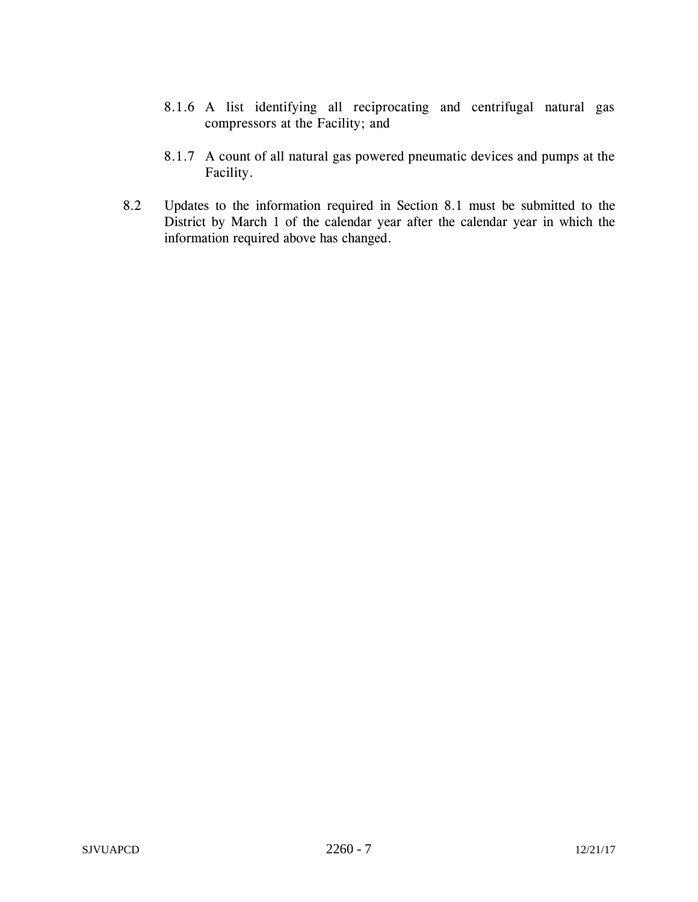8.1.6 A list identifying all reciprocating and centrifugal natural gas compressors at the Facility; and

8.1.7 A count of all natural gas powered pneumatic devices and pumps at the Facility.

8.2 Updates to the information required in Section 8.1 must be submitted to the District by March 1 of the calendar year after the calendar year in which the information required above has changed.